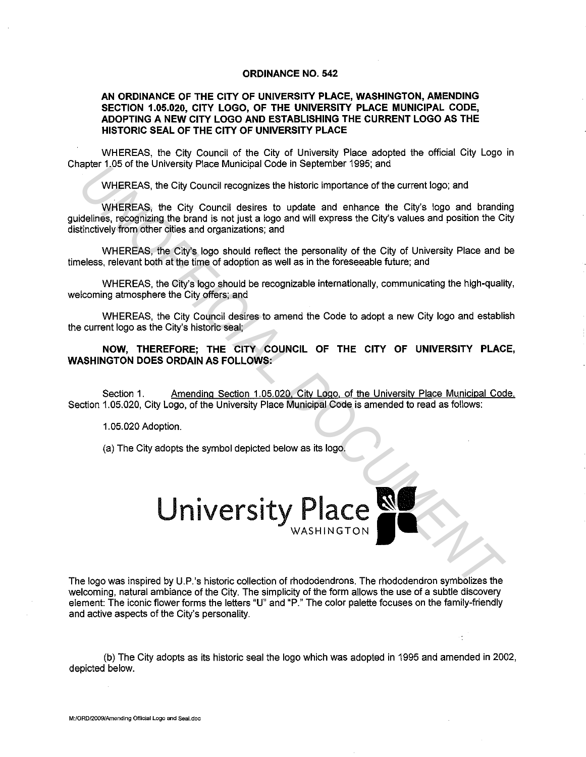# ORDINANCE NO. 542

**AN ORDINANCE OF THE CITY OF UNIVERSITY PLACE, WASHINGTON, AMENDING SECTION 1.05.020, CITY LOGO, OF THE UNIVERSITY PLACE MUNICIPAL CODE, ADOPTING A NEW CITY LOGO AND ESTABLISHING THE CURRENT LOGO AS THE HISTORIC SEAL OF THE CITY OF UNIVERSITY PLACE**

WHEREAS, the City Council of the City of University Place adopted the official City Logo in Chapter 1.05 of the University Place Municipal Code in September 1995; and

WHEREAS, the City Council recognizes the historic importance of the current logo; and

WHEREAS, the City Council desires to update and enhance the City's logo and branding guidelines, recognizing the brand is not just a logo and will express the City's values and position the City distinctively from other cities and organizations; and

WHEREAS, the City's logo should reflect the personality of the City of University Place and be timeless, relevant both at the time of adoption as well as in the foreseeable future; and

WHEREAS, the City's logo should be recognizable internationally, communicating the high-quality, welcoming atmosphere the City offers; and

WHEREAS, the City Council desires to amend the Code to adopt a new City logo and establish the current logo as the City's historic seal;

**NOW, THEREFORE; THE CITY COUNCIL OF THE CITY OF UNIVERSITY PLACE, WASHINGTON DOES ORDAIN AS FOLLOWS:**

Section 1. Amending Section 1.05.020, City Logo, of the University Place Municipal Code. Section 1.05.020, City Logo, of the University Place Municipal Code is amended to read as follows:

1.05.020 Adoption.

(a) The City adopts the symbol depicted below as its logo.

University Place WASHINGTON

The logo was inspired by U.P.'s historic collection of rhododendrons. The rhododendron symbolizes the welcoming, natural ambiance of the City. The simplicity of the form allows the use of a subtle discovery element: The iconic flower forms the letters "U" and "P." The color palette focuses on the family-friendly and active aspects of the City's personality.

(b) The City adopts as its historic seal the logo which was adopted in 1995 and amended in 2002, depicted below.

M:/ORD/2009/Amending Official Logo and Seal.doc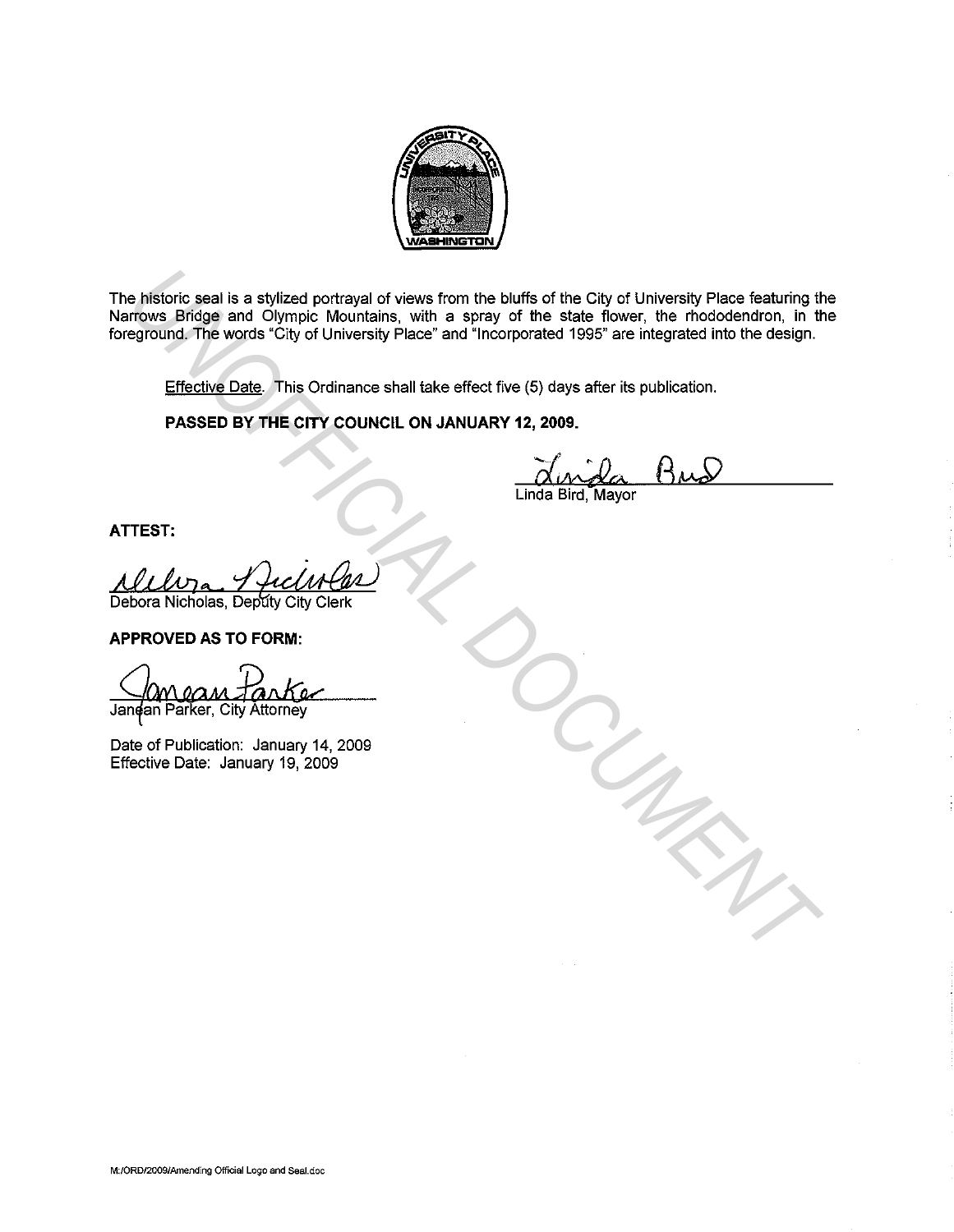The historic seal is a stylized portrayal of views from the bluffs of the City of University Place featuring the Narrows Bridge and Olympic Mountains, with a spray of the state flower, the rhododendron, in the foreground. The words "City of University Place" and "Incorporated 1995" are integrated into the design.

Effective Date. This Ordinance shall take effect five (5) days after its publication.

**PASSED BY THE CITY COUNCIL ON JANUARY 12, 2009.**

Linda Bird, Mayor

**ATTEST:**

Debora Nicholas, Deputy City Clerk

**APPROVED AS TO FORM:**

Janean Parker, City Attorney

Date of Publication: January 14, 2009
Effective Date: January 19, 2009

M:/ORD/2009/Amending Official Logo and Seal.doc